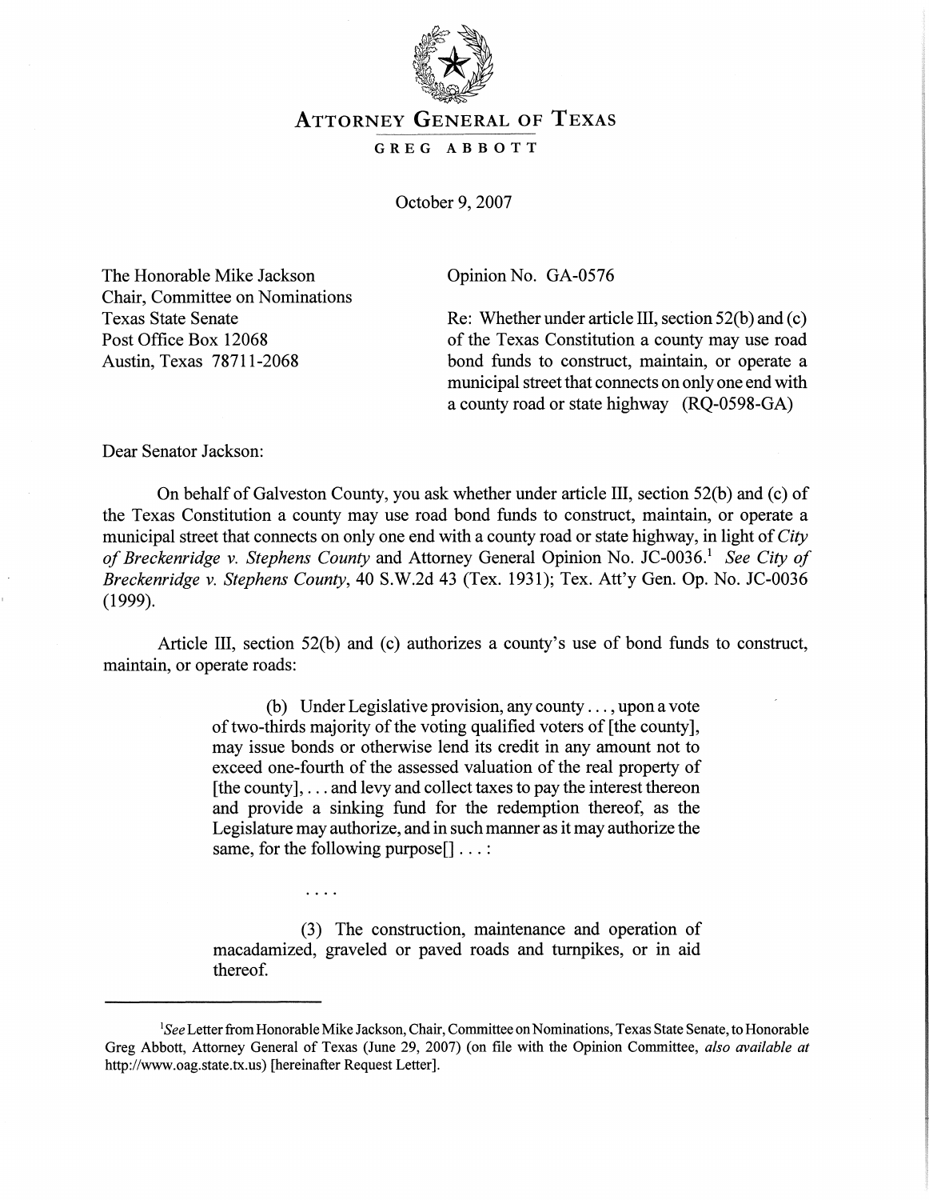# ATTORNEY GENERAL OF TEXAS

## GREG ABBOTT

October 9, 2007

The Honorable Mike Jackson
Chair, Committee on Nominations
Texas State Senate
Post Office Box 12068
Austin, Texas 78711-2068

Opinion No. GA-0576

Re: Whether under article III, section 52(b) and (c) of the Texas Constitution a county may use road bond funds to construct, maintain, or operate a municipal street that connects on only one end with a county road or state highway (RQ-0598-GA)

Dear Senator Jackson:

On behalf of Galveston County, you ask whether under article III, section 52(b) and (c) of the Texas Constitution a county may use road bond funds to construct, maintain, or operate a municipal street that connects on only one end with a county road or state highway, in light of *City of Breckenridge v. Stephens County* and Attorney General Opinion No. JC-0036.[1] *See City of Breckenridge v. Stephens County*, 40 S.W.2d 43 (Tex. 1931); Tex. Att'y Gen. Op. No. JC-0036 (1999).

Article III, section 52(b) and (c) authorizes a county's use of bond funds to construct, maintain, or operate roads:

> (b) Under Legislative provision, any county . . . , upon a vote of two-thirds majority of the voting qualified voters of [the county], may issue bonds or otherwise lend its credit in any amount not to exceed one-fourth of the assessed valuation of the real property of [the county], . . . and levy and collect taxes to pay the interest thereon and provide a sinking fund for the redemption thereof, as the Legislature may authorize, and in such manner as it may authorize the same, for the following purpose[] . . . :
>
> . . . .
>
> (3) The construction, maintenance and operation of macadamized, graveled or paved roads and turnpikes, or in aid thereof.

---

[1] *See* Letter from Honorable Mike Jackson, Chair, Committee on Nominations, Texas State Senate, to Honorable Greg Abbott, Attorney General of Texas (June 29, 2007) (on file with the Opinion Committee, *also available at* http://www.oag.state.tx.us) [hereinafter Request Letter].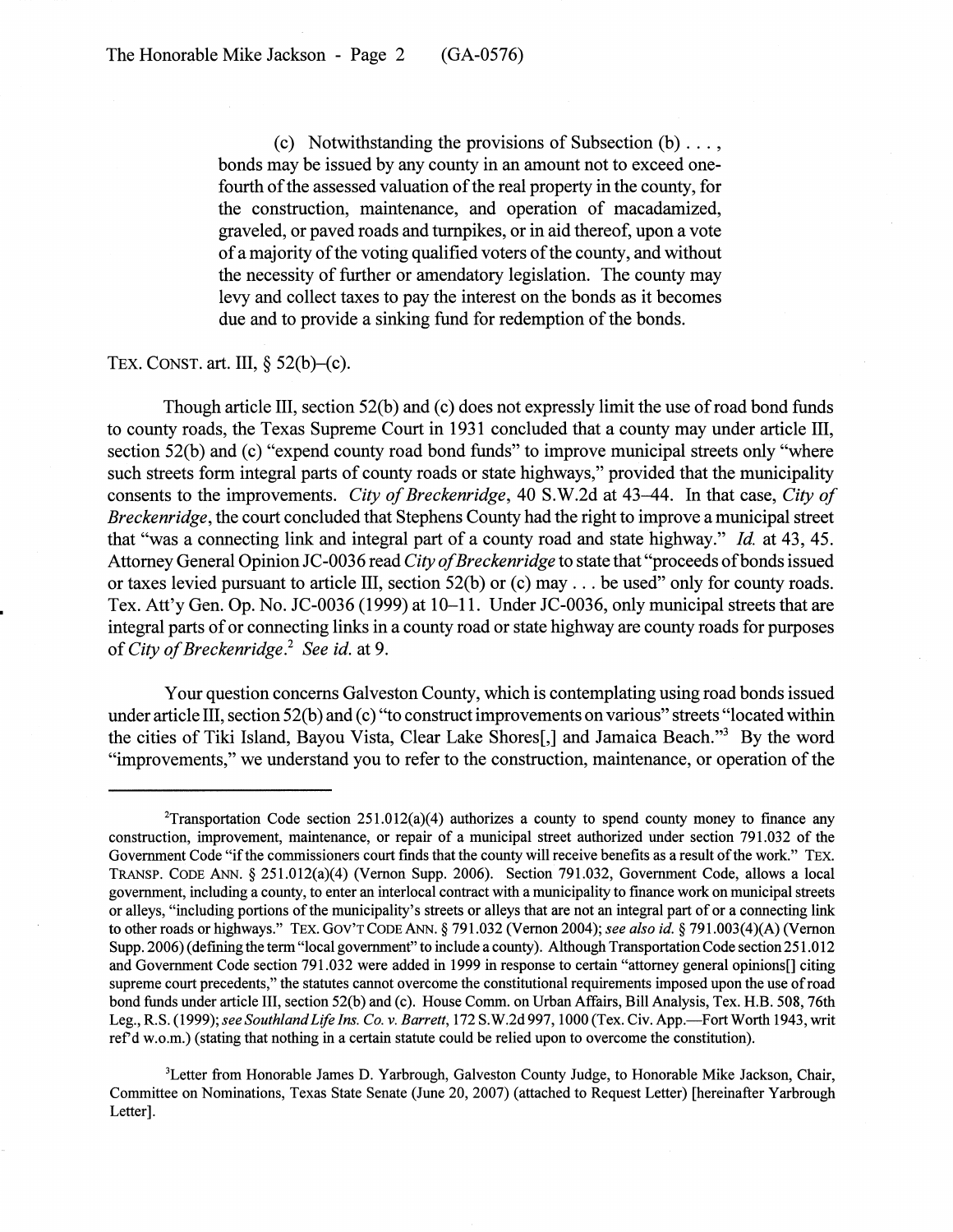> (c) Notwithstanding the provisions of Subsection (b) . . . , bonds may be issued by any county in an amount not to exceed one-fourth of the assessed valuation of the real property in the county, for the construction, maintenance, and operation of macadamized, graveled, or paved roads and turnpikes, or in aid thereof, upon a vote of a majority of the voting qualified voters of the county, and without the necessity of further or amendatory legislation. The county may levy and collect taxes to pay the interest on the bonds as it becomes due and to provide a sinking fund for redemption of the bonds.

TEX. CONST. art. III, § 52(b)–(c).

Though article III, section 52(b) and (c) does not expressly limit the use of road bond funds to county roads, the Texas Supreme Court in 1931 concluded that a county may under article III, section 52(b) and (c) "expend county road bond funds" to improve municipal streets only "where such streets form integral parts of county roads or state highways," provided that the municipality consents to the improvements. *City of Breckenridge*, 40 S.W.2d at 43–44. In that case, *City of Breckenridge*, the court concluded that Stephens County had the right to improve a municipal street that "was a connecting link and integral part of a county road and state highway." *Id.* at 43, 45. Attorney General Opinion JC-0036 read *City of Breckenridge* to state that "proceeds of bonds issued or taxes levied pursuant to article III, section 52(b) or (c) may . . . be used" only for county roads. Tex. Att'y Gen. Op. No. JC-0036 (1999) at 10–11. Under JC-0036, only municipal streets that are integral parts of or connecting links in a county road or state highway are county roads for purposes of *City of Breckenridge*.[2] *See id.* at 9.

Your question concerns Galveston County, which is contemplating using road bonds issued under article III, section 52(b) and (c) "to construct improvements on various" streets "located within the cities of Tiki Island, Bayou Vista, Clear Lake Shores[,] and Jamaica Beach."[3] By the word "improvements," we understand you to refer to the construction, maintenance, or operation of the

---

[2]Transportation Code section 251.012(a)(4) authorizes a county to spend county money to finance any construction, improvement, maintenance, or repair of a municipal street authorized under section 791.032 of the Government Code "if the commissioners court finds that the county will receive benefits as a result of the work." TEX. TRANSP. CODE ANN. § 251.012(a)(4) (Vernon Supp. 2006). Section 791.032, Government Code, allows a local government, including a county, to enter an interlocal contract with a municipality to finance work on municipal streets or alleys, "including portions of the municipality's streets or alleys that are not an integral part of or a connecting link to other roads or highways." TEX. GOV'T CODE ANN. § 791.032 (Vernon 2004); *see also id.* § 791.003(4)(A) (Vernon Supp. 2006) (defining the term "local government" to include a county). Although Transportation Code section 251.012 and Government Code section 791.032 were added in 1999 in response to certain "attorney general opinions[] citing supreme court precedents," the statutes cannot overcome the constitutional requirements imposed upon the use of road bond funds under article III, section 52(b) and (c). House Comm. on Urban Affairs, Bill Analysis, Tex. H.B. 508, 76th Leg., R.S. (1999); *see Southland Life Ins. Co. v. Barrett*, 172 S.W.2d 997, 1000 (Tex. Civ. App.—Fort Worth 1943, writ ref'd w.o.m.) (stating that nothing in a certain statute could be relied upon to overcome the constitution).

[3]Letter from Honorable James D. Yarbrough, Galveston County Judge, to Honorable Mike Jackson, Chair, Committee on Nominations, Texas State Senate (June 20, 2007) (attached to Request Letter) [hereinafter Yarbrough Letter].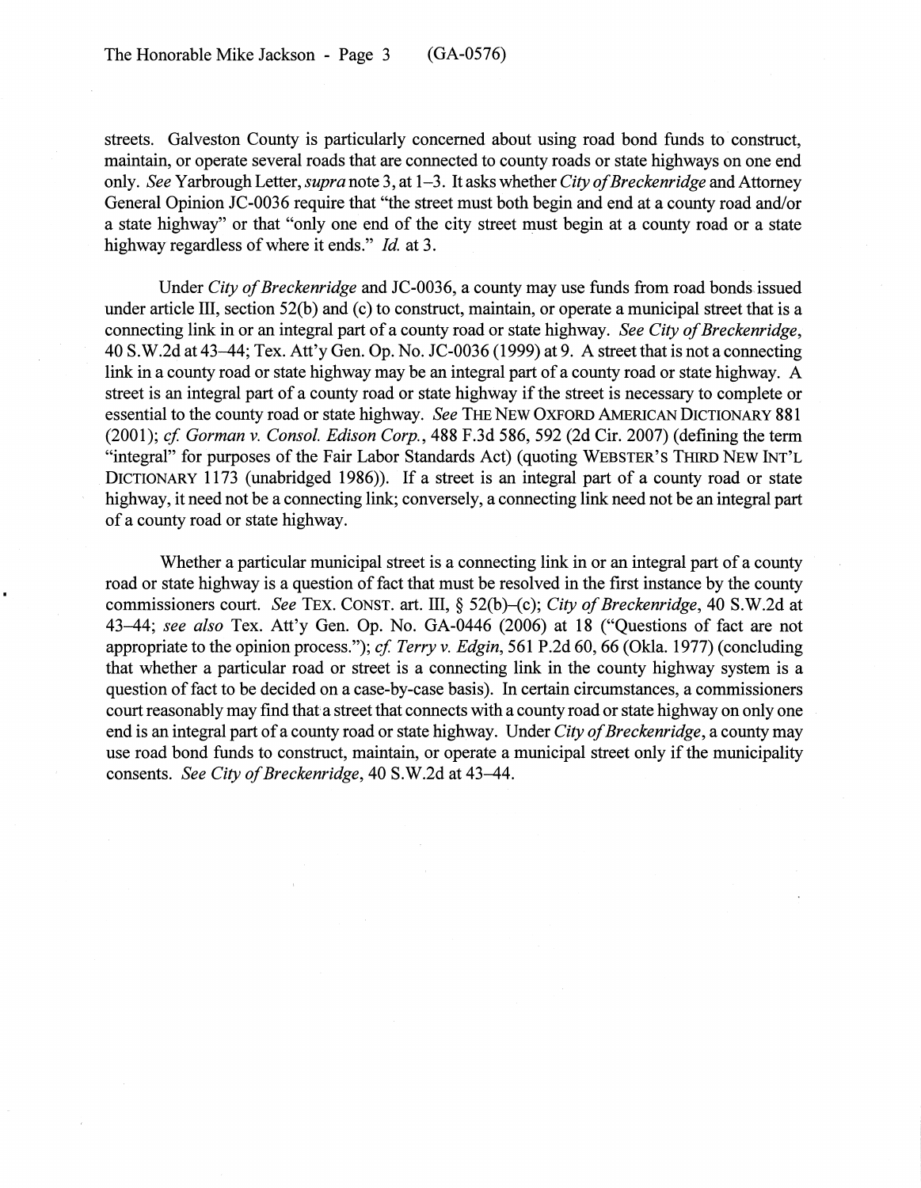streets. Galveston County is particularly concerned about using road bond funds to construct, maintain, or operate several roads that are connected to county roads or state highways on one end only. *See* Yarbrough Letter, *supra* note 3, at 1–3. It asks whether *City of Breckenridge* and Attorney General Opinion JC-0036 require that "the street must both begin and end at a county road and/or a state highway" or that "only one end of the city street must begin at a county road or a state highway regardless of where it ends." *Id.* at 3.

Under *City of Breckenridge* and JC-0036, a county may use funds from road bonds issued under article III, section 52(b) and (c) to construct, maintain, or operate a municipal street that is a connecting link in or an integral part of a county road or state highway. *See City of Breckenridge*, 40 S.W.2d at 43–44; Tex. Att'y Gen. Op. No. JC-0036 (1999) at 9. A street that is not a connecting link in a county road or state highway may be an integral part of a county road or state highway. A street is an integral part of a county road or state highway if the street is necessary to complete or essential to the county road or state highway. *See* THE NEW OXFORD AMERICAN DICTIONARY 881 (2001); *cf. Gorman v. Consol. Edison Corp.*, 488 F.3d 586, 592 (2d Cir. 2007) (defining the term "integral" for purposes of the Fair Labor Standards Act) (quoting WEBSTER'S THIRD NEW INT'L DICTIONARY 1173 (unabridged 1986)). If a street is an integral part of a county road or state highway, it need not be a connecting link; conversely, a connecting link need not be an integral part of a county road or state highway.

Whether a particular municipal street is a connecting link in or an integral part of a county road or state highway is a question of fact that must be resolved in the first instance by the county commissioners court. *See* TEX. CONST. art. III, § 52(b)–(c); *City of Breckenridge*, 40 S.W.2d at 43–44; *see also* Tex. Att'y Gen. Op. No. GA-0446 (2006) at 18 ("Questions of fact are not appropriate to the opinion process."); *cf. Terry v. Edgin*, 561 P.2d 60, 66 (Okla. 1977) (concluding that whether a particular road or street is a connecting link in the county highway system is a question of fact to be decided on a case-by-case basis). In certain circumstances, a commissioners court reasonably may find that a street that connects with a county road or state highway on only one end is an integral part of a county road or state highway. Under *City of Breckenridge*, a county may use road bond funds to construct, maintain, or operate a municipal street only if the municipality consents. *See City of Breckenridge*, 40 S.W.2d at 43–44.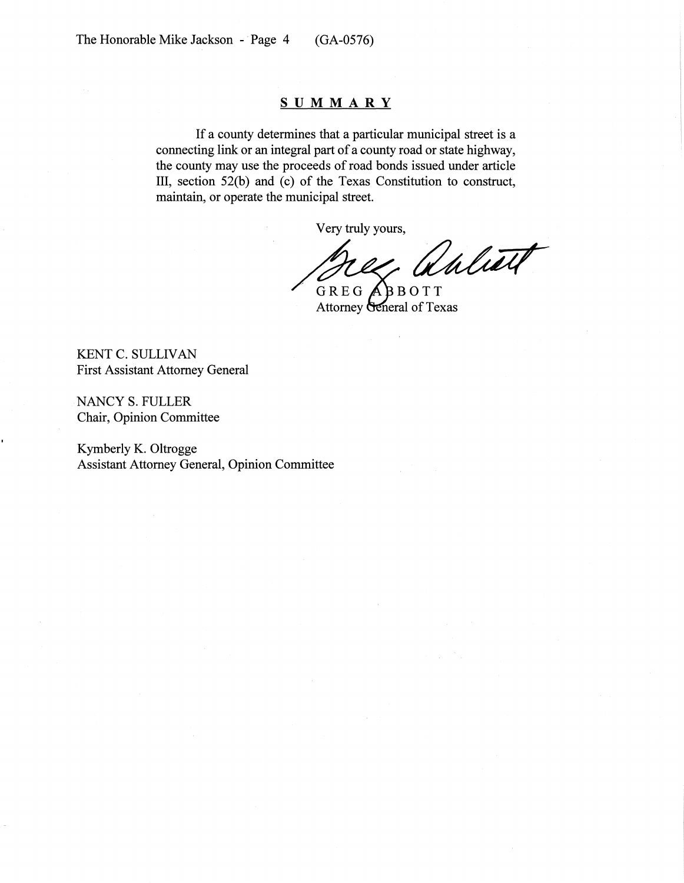## SUMMARY

If a county determines that a particular municipal street is a connecting link or an integral part of a county road or state highway, the county may use the proceeds of road bonds issued under article III, section 52(b) and (c) of the Texas Constitution to construct, maintain, or operate the municipal street.

Very truly yours,

GREG ABBOTT
Attorney General of Texas

KENT C. SULLIVAN
First Assistant Attorney General

NANCY S. FULLER
Chair, Opinion Committee

Kymberly K. Oltrogge
Assistant Attorney General, Opinion Committee